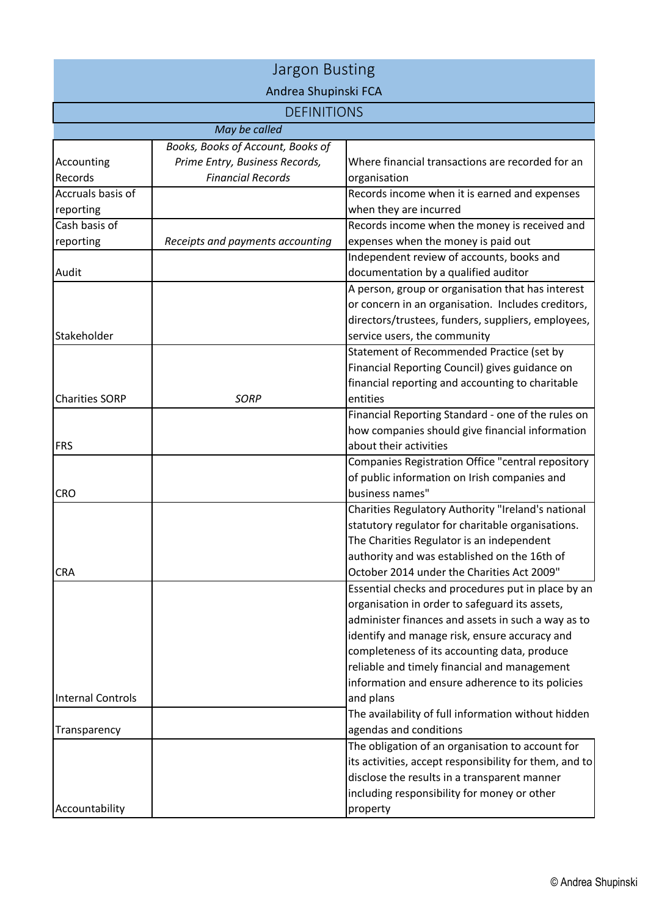# Jargon Busting

Andrea Shupinski FCA

## DEFINITIONS

| | *May be called* | |
|---|---|---|
| Accounting Records | *Books, Books of Account, Books of Prime Entry, Business Records, Financial Records* | Where financial transactions are recorded for an organisation |
| Accruals basis of reporting | | Records income when it is earned and expenses when they are incurred |
| Cash basis of reporting | *Receipts and payments accounting* | Records income when the money is received and expenses when the money is paid out |
| Audit | | Independent review of accounts, books and documentation by a qualified auditor |
| Stakeholder | | A person, group or organisation that has interest or concern in an organisation. Includes creditors, directors/trustees, funders, suppliers, employees, service users, the community |
| Charities SORP | *SORP* | Statement of Recommended Practice (set by Financial Reporting Council) gives guidance on financial reporting and accounting to charitable entities |
| FRS | | Financial Reporting Standard - one of the rules on how companies should give financial information about their activities |
| CRO | | Companies Registration Office "central repository of public information on Irish companies and business names" |
| CRA | | Charities Regulatory Authority "Ireland's national statutory regulator for charitable organisations. The Charities Regulator is an independent authority and was established on the 16th of October 2014 under the Charities Act 2009" |
| Internal Controls | | Essential checks and procedures put in place by an organisation in order to safeguard its assets, administer finances and assets in such a way as to identify and manage risk, ensure accuracy and completeness of its accounting data, produce reliable and timely financial and management information and ensure adherence to its policies and plans |
| Transparency | | The availability of full information without hidden agendas and conditions |
| Accountability | | The obligation of an organisation to account for its activities, accept responsibility for them, and to disclose the results in a transparent manner including responsibility for money or other property |

© Andrea Shupinski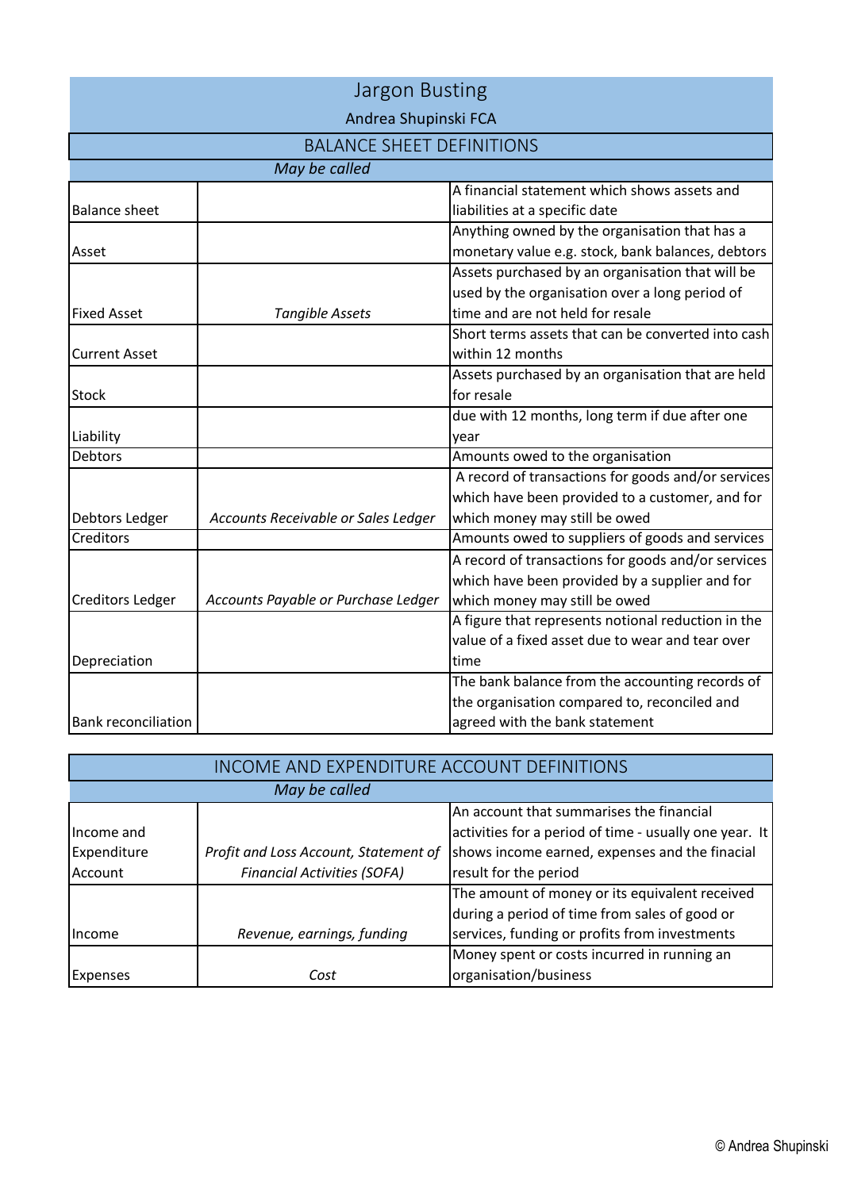# Jargon Busting

Andrea Shupinski FCA

## BALANCE SHEET DEFINITIONS

| | *May be called* | |
|---|---|---|
| Balance sheet | | A financial statement which shows assets and liabilities at a specific date |
| Asset | | Anything owned by the organisation that has a monetary value e.g. stock, bank balances, debtors |
| Fixed Asset | *Tangible Assets* | Assets purchased by an organisation that will be used by the organisation over a long period of time and are not held for resale |
| Current Asset | | Short terms assets that can be converted into cash within 12 months |
| Stock | | Assets purchased by an organisation that are held for resale |
| Liability | | due with 12 months, long term if due after one year |
| Debtors | | Amounts owed to the organisation |
| Debtors Ledger | *Accounts Receivable or Sales Ledger* | A record of transactions for goods and/or services which have been provided to a customer, and for which money may still be owed |
| Creditors | | Amounts owed to suppliers of goods and services |
| Creditors Ledger | *Accounts Payable or Purchase Ledger* | A record of transactions for goods and/or services which have been provided by a supplier and for which money may still be owed |
| Depreciation | | A figure that represents notional reduction in the value of a fixed asset due to wear and tear over time |
| Bank reconciliation | | The bank balance from the accounting records of the organisation compared to, reconciled and agreed with the bank statement |

## INCOME AND EXPENDITURE ACCOUNT DEFINITIONS

| | *May be called* | |
|---|---|---|
| Income and Expenditure Account | *Profit and Loss Account, Statement of Financial Activities (SOFA)* | An account that summarises the financial activities for a period of time - usually one year. It shows income earned, expenses and the finacial result for the period |
| Income | *Revenue, earnings, funding* | The amount of money or its equivalent received during a period of time from sales of good or services, funding or profits from investments |
| Expenses | *Cost* | Money spent or costs incurred in running an organisation/business |

© Andrea Shupinski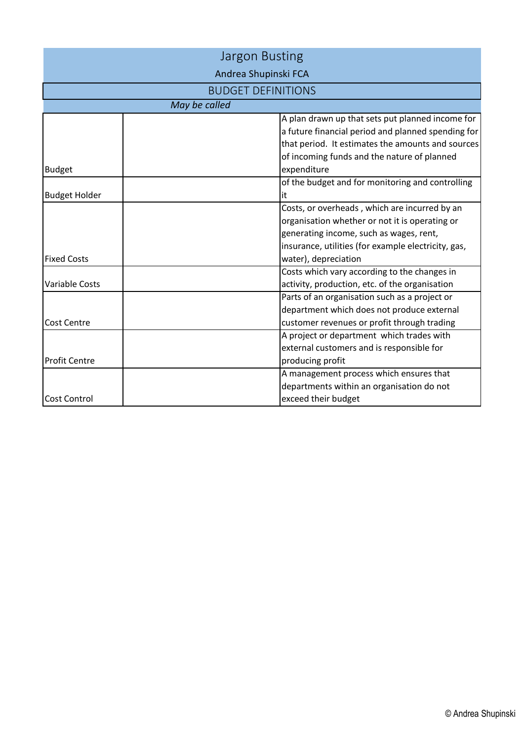# Jargon Busting

Andrea Shupinski FCA

## BUDGET DEFINITIONS

| | *May be called* | |
|---|---|---|
| Budget | | A plan drawn up that sets put planned income for a future financial period and planned spending for that period. It estimates the amounts and sources of incoming funds and the nature of planned expenditure |
| Budget Holder | | of the budget and for monitoring and controlling it |
| Fixed Costs | | Costs, or overheads , which are incurred by an organisation whether or not it is operating or generating income, such as wages, rent, insurance, utilities (for example electricity, gas, water), depreciation |
| Variable Costs | | Costs which vary according to the changes in activity, production, etc. of the organisation |
| Cost Centre | | Parts of an organisation such as a project or department which does not produce external customer revenues or profit through trading |
| Profit Centre | | A project or department which trades with external customers and is responsible for producing profit |
| Cost Control | | A management process which ensures that departments within an organisation do not exceed their budget |

© Andrea Shupinski